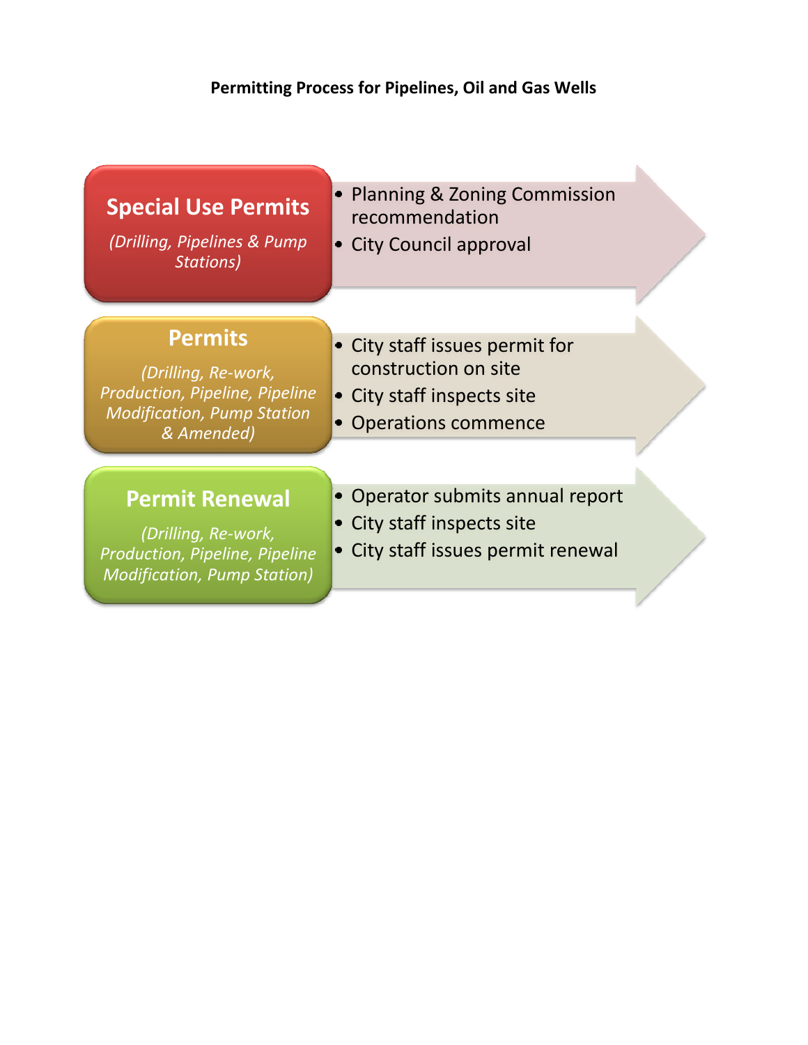# Permitting Process for Pipelines, Oil and Gas Wells

## Special Use Permits

*(Drilling, Pipelines & Pump Stations)*

- Planning & Zoning Commission recommendation
- City Council approval

## Permits

*(Drilling, Re-work, Production, Pipeline, Pipeline Modification, Pump Station & Amended)*

- City staff issues permit for construction on site
- City staff inspects site
- Operations commence

## Permit Renewal

*(Drilling, Re-work, Production, Pipeline, Pipeline Modification, Pump Station)*

- Operator submits annual report
- City staff inspects site
- City staff issues permit renewal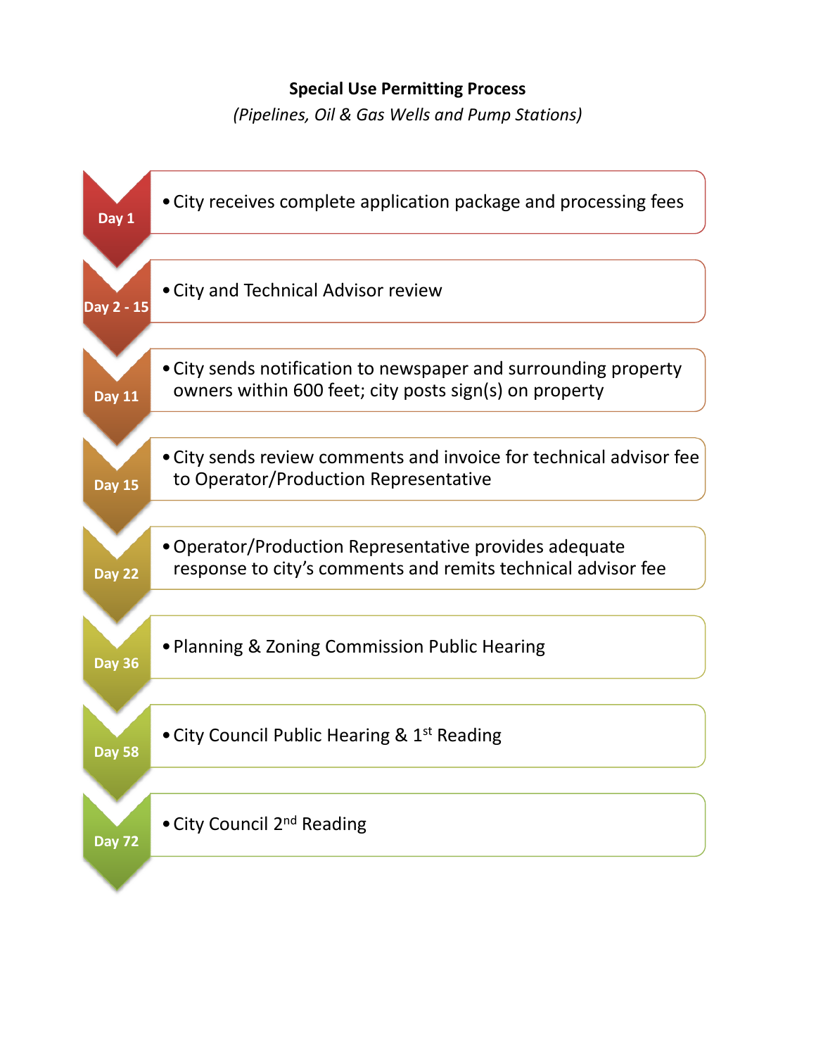**Special Use Permitting Process**

*(Pipelines, Oil & Gas Wells and Pump Stations)*

| Day | Step |
| --- | --- |
| Day 1 | City receives complete application package and processing fees |
| Day 2 - 15 | City and Technical Advisor review |
| Day 11 | City sends notification to newspaper and surrounding property owners within 600 feet; city posts sign(s) on property |
| Day 15 | City sends review comments and invoice for technical advisor fee to Operator/Production Representative |
| Day 22 | Operator/Production Representative provides adequate response to city's comments and remits technical advisor fee |
| Day 36 | Planning & Zoning Commission Public Hearing |
| Day 58 | City Council Public Hearing & 1st Reading |
| Day 72 | City Council 2nd Reading |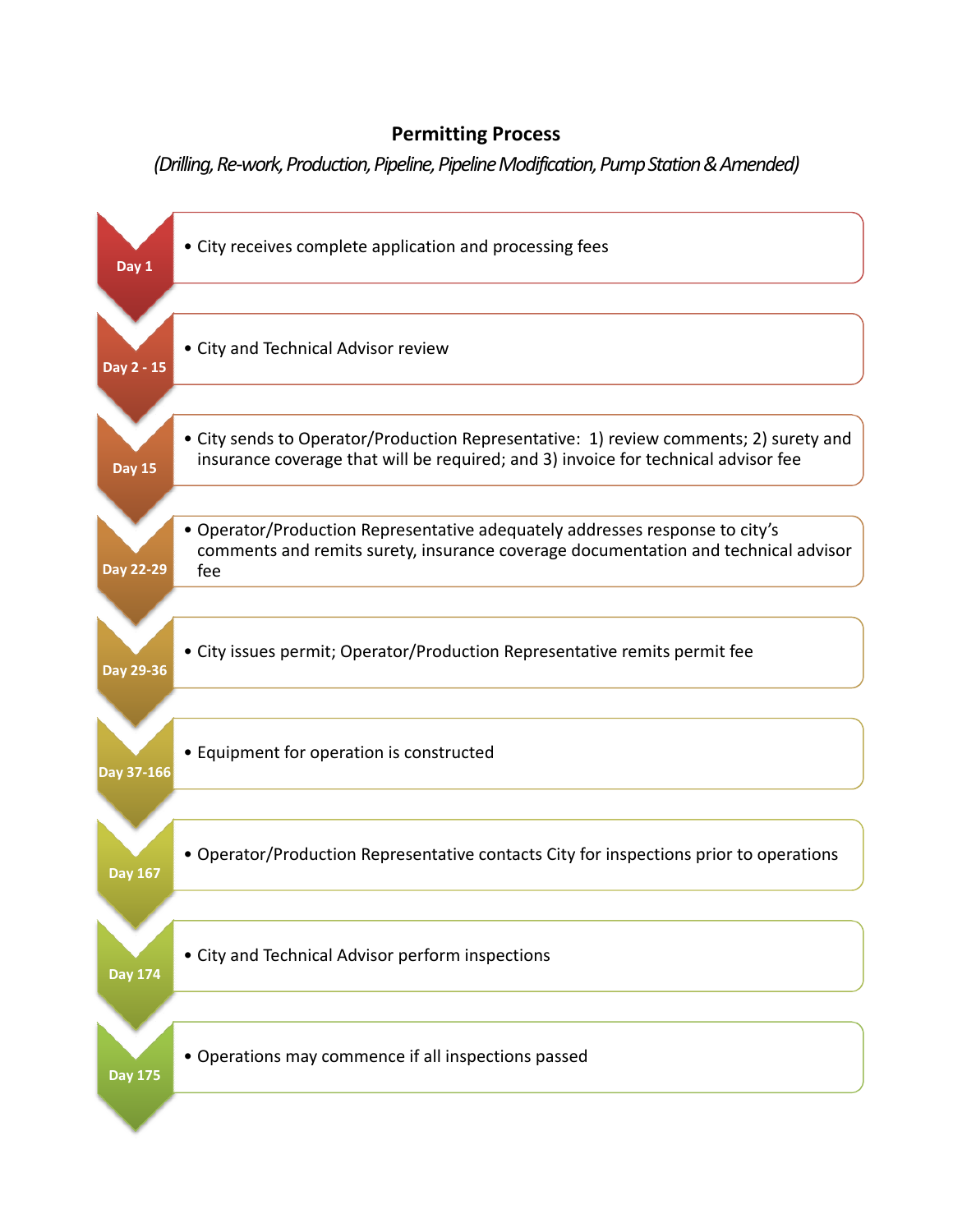# Permitting Process

*(Drilling, Re-work, Production, Pipeline, Pipeline Modification, Pump Station & Amended)*

**Day 1**
- City receives complete application and processing fees

**Day 2 - 15**
- City and Technical Advisor review

**Day 15**
- City sends to Operator/Production Representative: 1) review comments; 2) surety and insurance coverage that will be required; and 3) invoice for technical advisor fee

**Day 22-29**
- Operator/Production Representative adequately addresses response to city's comments and remits surety, insurance coverage documentation and technical advisor fee

**Day 29-36**
- City issues permit; Operator/Production Representative remits permit fee

**Day 37-166**
- Equipment for operation is constructed

**Day 167**
- Operator/Production Representative contacts City for inspections prior to operations

**Day 174**
- City and Technical Advisor perform inspections

**Day 175**
- Operations may commence if all inspections passed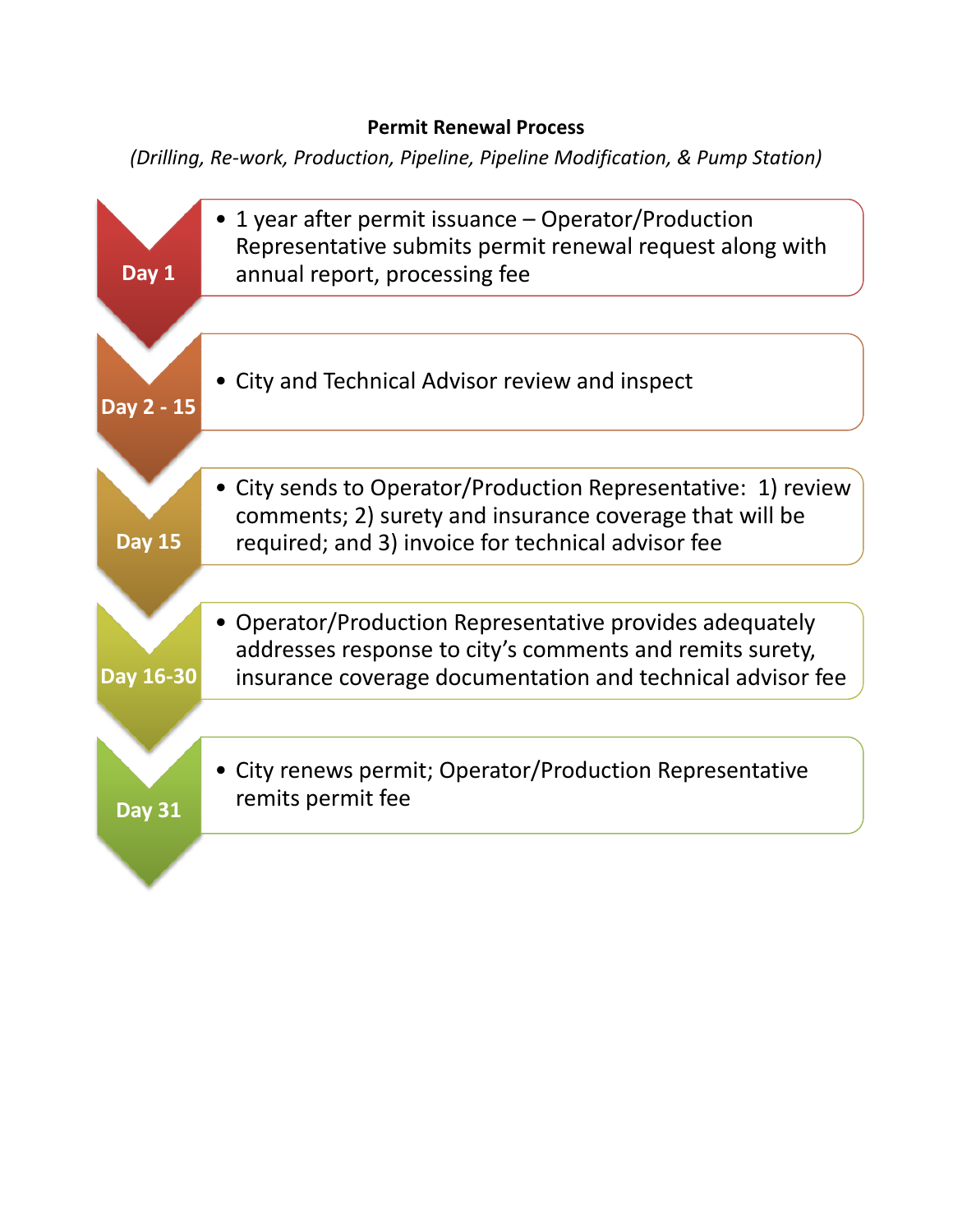**Permit Renewal Process**

*(Drilling, Re-work, Production, Pipeline, Pipeline Modification, & Pump Station)*

**Day 1**

- 1 year after permit issuance – Operator/Production Representative submits permit renewal request along with annual report, processing fee

**Day 2 - 15**

- City and Technical Advisor review and inspect

**Day 15**

- City sends to Operator/Production Representative: 1) review comments; 2) surety and insurance coverage that will be required; and 3) invoice for technical advisor fee

**Day 16-30**

- Operator/Production Representative provides adequately addresses response to city's comments and remits surety, insurance coverage documentation and technical advisor fee

**Day 31**

- City renews permit; Operator/Production Representative remits permit fee